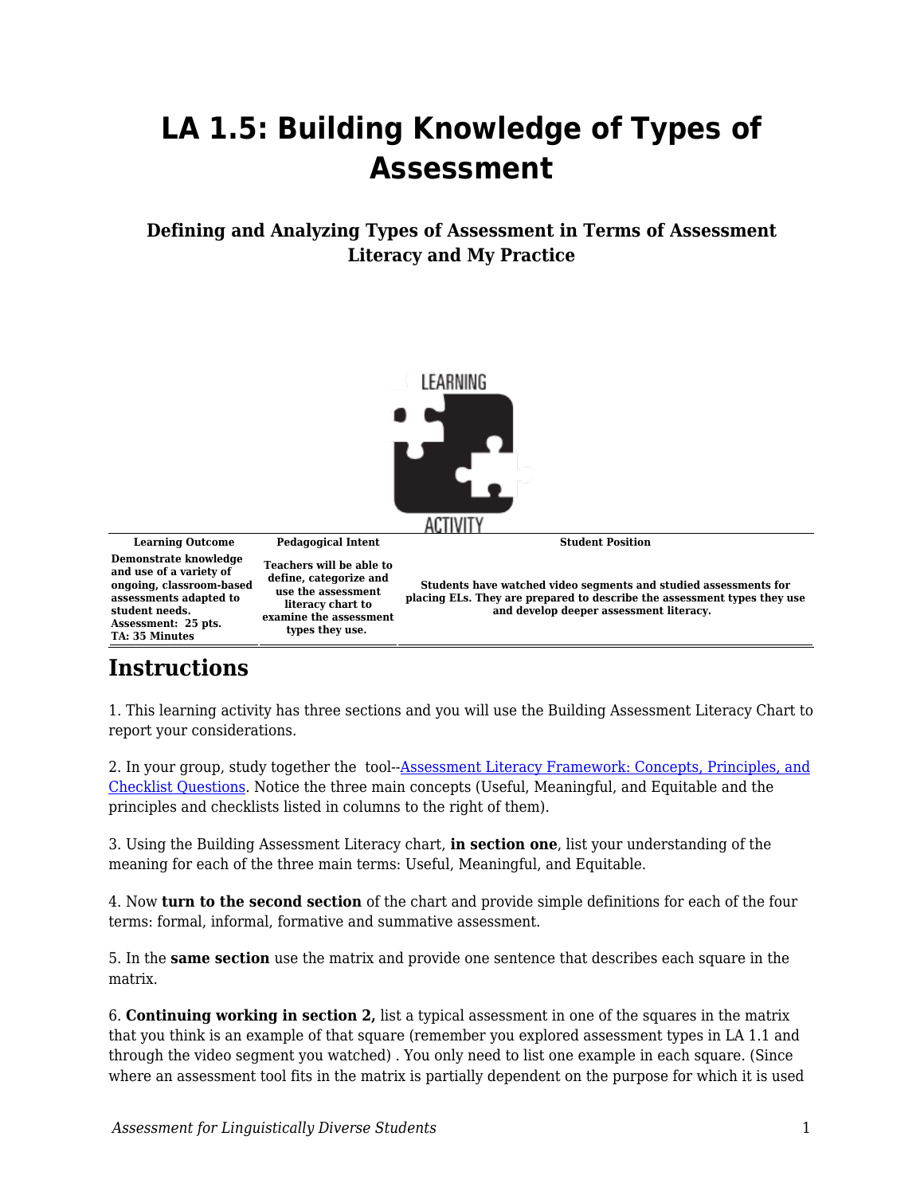# LA 1.5: Building Knowledge of Types of Assessment

### Defining and Analyzing Types of Assessment in Terms of Assessment Literacy and My Practice

| Learning Outcome | Pedagogical Intent | Student Position |
|---|---|---|
| **Demonstrate knowledge and use of a variety of ongoing, classroom-based assessments adapted to student needs. Assessment: 25 pts. TA: 35 Minutes** | **Teachers will be able to define, categorize and use the assessment literacy chart to examine the assessment types they use.** | **Students have watched video segments and studied assessments for placing ELs. They are prepared to describe the assessment types they use and develop deeper assessment literacy.** |

## Instructions

1. This learning activity has three sections and you will use the Building Assessment Literacy Chart to report your considerations.

2. In your group, study together the tool--[Assessment Literacy Framework: Concepts, Principles, and Checklist Questions](). Notice the three main concepts (Useful, Meaningful, and Equitable and the principles and checklists listed in columns to the right of them).

3. Using the Building Assessment Literacy chart, **in section one**, list your understanding of the meaning for each of the three main terms: Useful, Meaningful, and Equitable.

4. Now **turn to the second section** of the chart and provide simple definitions for each of the four terms: formal, informal, formative and summative assessment.

5. In the **same section** use the matrix and provide one sentence that describes each square in the matrix.

6. **Continuing working in section 2,** list a typical assessment in one of the squares in the matrix that you think is an example of that square (remember you explored assessment types in LA 1.1 and through the video segment you watched) . You only need to list one example in each square. (Since where an assessment tool fits in the matrix is partially dependent on the purpose for which it is used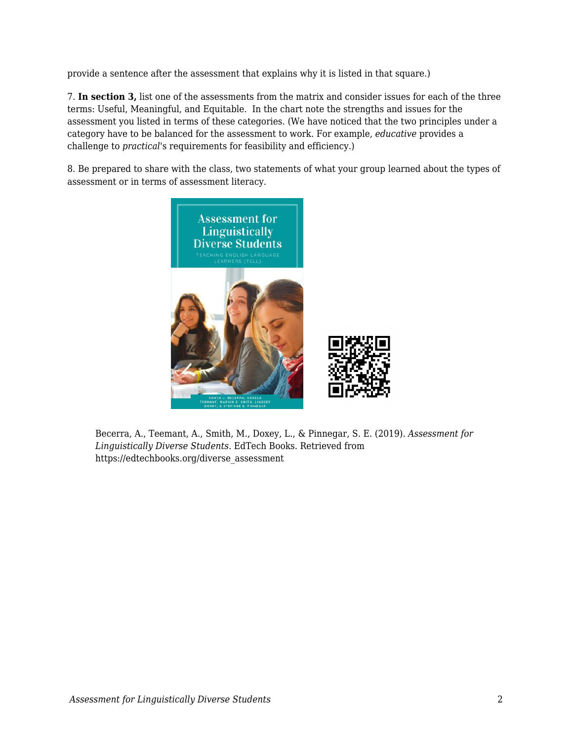provide a sentence after the assessment that explains why it is listed in that square.)

7. **In section 3,** list one of the assessments from the matrix and consider issues for each of the three terms: Useful, Meaningful, and Equitable. In the chart note the strengths and issues for the assessment you listed in terms of these categories. (We have noticed that the two principles under a category have to be balanced for the assessment to work. For example, *educative* provides a challenge to *practical*'s requirements for feasibility and efficiency.)

8. Be prepared to share with the class, two statements of what your group learned about the types of assessment or in terms of assessment literacy.

Becerra, A., Teemant, A., Smith, M., Doxey, L., & Pinnegar, S. E. (2019). *Assessment for Linguistically Diverse Students*. EdTech Books. Retrieved from https://edtechbooks.org/diverse_assessment